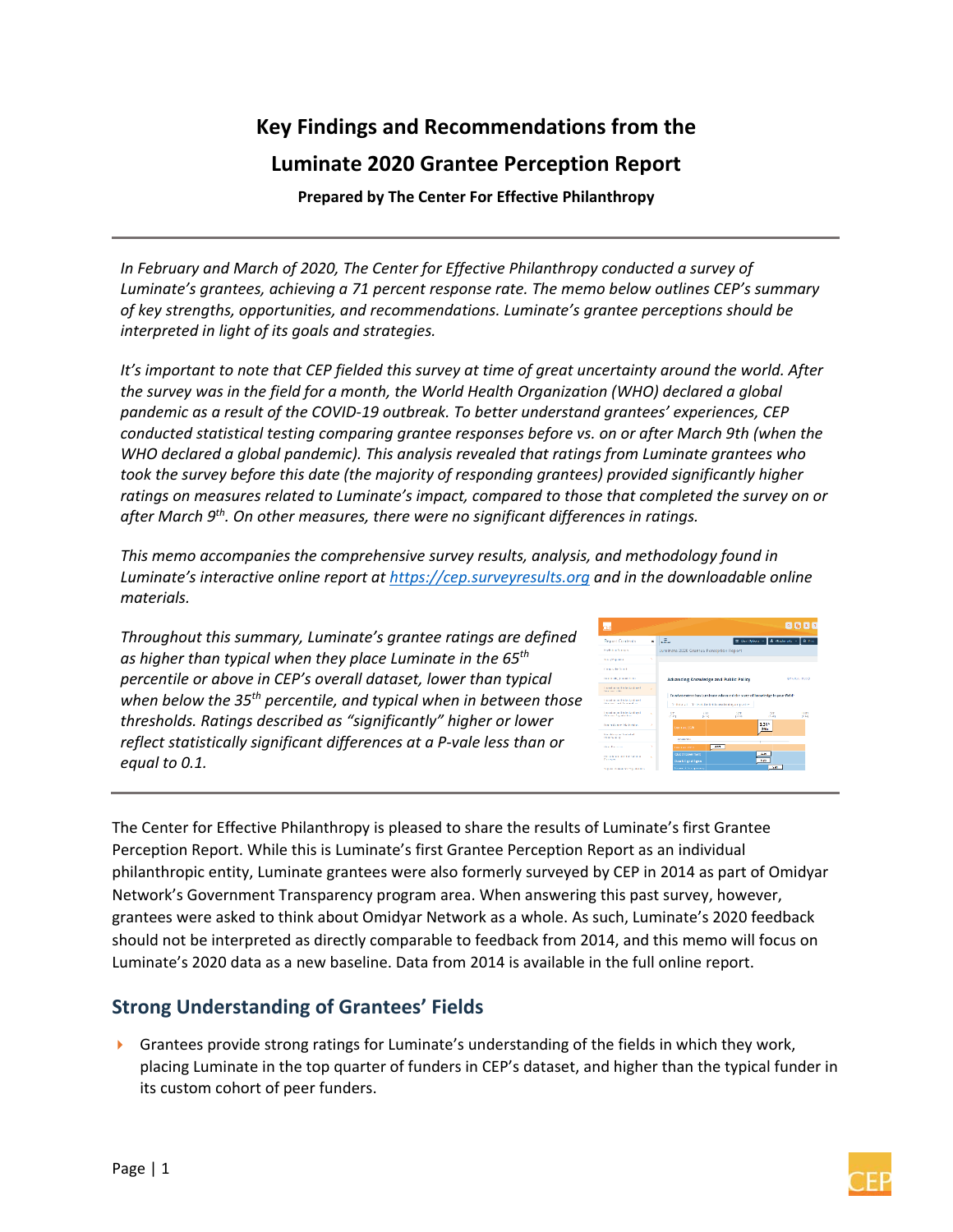# Key Findings and Recommendations from the Luminate 2020 Grantee Perception Report

**Prepared by The Center For Effective Philanthropy**

---

*In February and March of 2020, The Center for Effective Philanthropy conducted a survey of Luminate's grantees, achieving a 71 percent response rate. The memo below outlines CEP's summary of key strengths, opportunities, and recommendations. Luminate's grantee perceptions should be interpreted in light of its goals and strategies.*

*It's important to note that CEP fielded this survey at time of great uncertainty around the world. After the survey was in the field for a month, the World Health Organization (WHO) declared a global pandemic as a result of the COVID-19 outbreak. To better understand grantees' experiences, CEP conducted statistical testing comparing grantee responses before vs. on or after March 9th (when the WHO declared a global pandemic). This analysis revealed that ratings from Luminate grantees who took the survey before this date (the majority of responding grantees) provided significantly higher ratings on measures related to Luminate's impact, compared to those that completed the survey on or after March 9th. On other measures, there were no significant differences in ratings.*

*This memo accompanies the comprehensive survey results, analysis, and methodology found in Luminate's interactive online report at [https://cep.surveyresults.org](https://cep.surveyresults.org) and in the downloadable online materials.*

*Throughout this summary, Luminate's grantee ratings are defined as higher than typical when they place Luminate in the 65th percentile or above in CEP's overall dataset, lower than typical when below the 35th percentile, and typical when in between those thresholds. Ratings described as "significantly" higher or lower reflect statistically significant differences at a P-vale less than or equal to 0.1.*

---

The Center for Effective Philanthropy is pleased to share the results of Luminate's first Grantee Perception Report. While this is Luminate's first Grantee Perception Report as an individual philanthropic entity, Luminate grantees were also formerly surveyed by CEP in 2014 as part of Omidyar Network's Government Transparency program area. When answering this past survey, however, grantees were asked to think about Omidyar Network as a whole. As such, Luminate's 2020 feedback should not be interpreted as directly comparable to feedback from 2014, and this memo will focus on Luminate's 2020 data as a new baseline. Data from 2014 is available in the full online report.

## Strong Understanding of Grantees' Fields

- Grantees provide strong ratings for Luminate's understanding of the fields in which they work, placing Luminate in the top quarter of funders in CEP's dataset, and higher than the typical funder in its custom cohort of peer funders.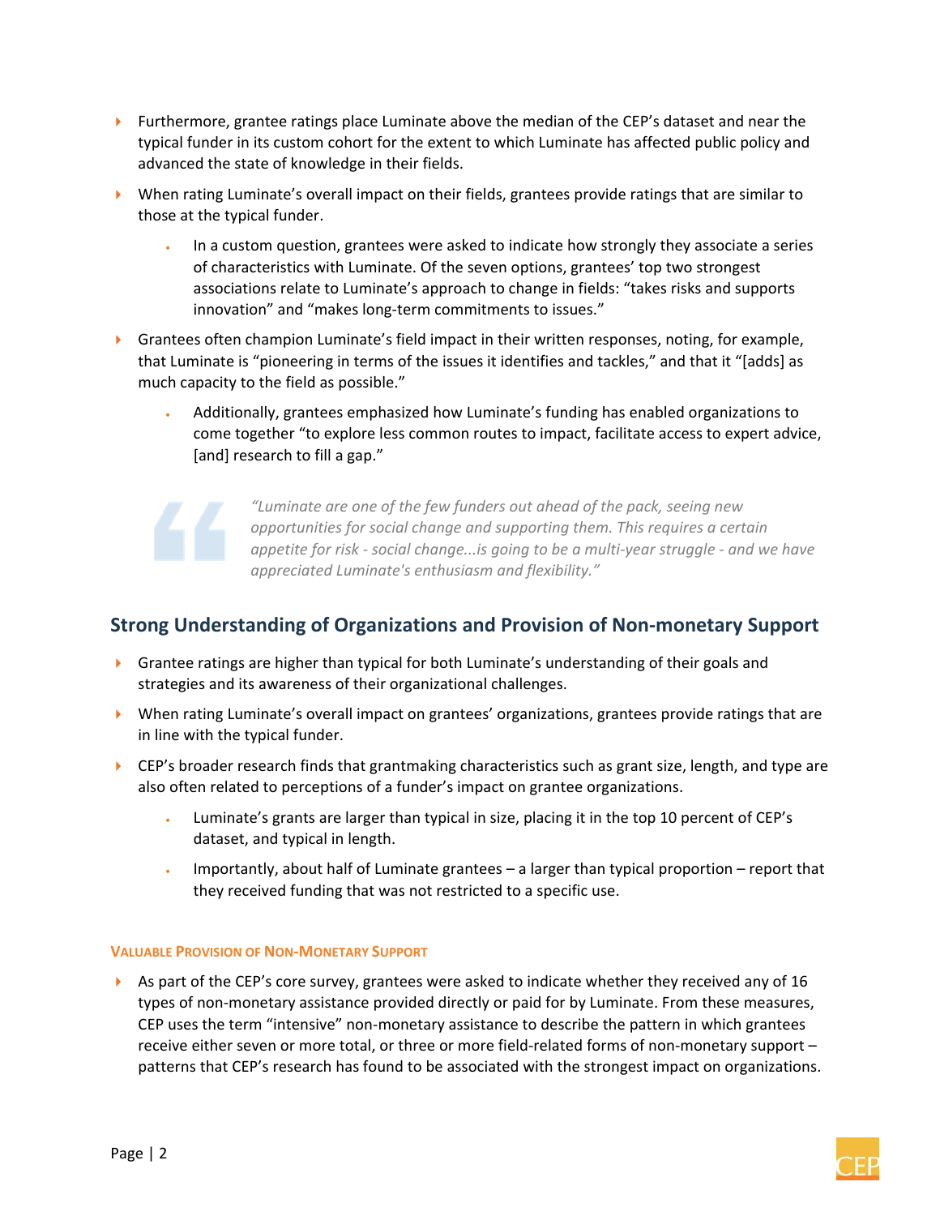- Furthermore, grantee ratings place Luminate above the median of the CEP's dataset and near the typical funder in its custom cohort for the extent to which Luminate has affected public policy and advanced the state of knowledge in their fields.
- When rating Luminate's overall impact on their fields, grantees provide ratings that are similar to those at the typical funder.
  - In a custom question, grantees were asked to indicate how strongly they associate a series of characteristics with Luminate. Of the seven options, grantees' top two strongest associations relate to Luminate's approach to change in fields: "takes risks and supports innovation" and "makes long-term commitments to issues."
- Grantees often champion Luminate's field impact in their written responses, noting, for example, that Luminate is "pioneering in terms of the issues it identifies and tackles," and that it "[adds] as much capacity to the field as possible."
  - Additionally, grantees emphasized how Luminate's funding has enabled organizations to come together "to explore less common routes to impact, facilitate access to expert advice, [and] research to fill a gap."

> *"Luminate are one of the few funders out ahead of the pack, seeing new opportunities for social change and supporting them. This requires a certain appetite for risk - social change...is going to be a multi-year struggle - and we have appreciated Luminate's enthusiasm and flexibility."*

## Strong Understanding of Organizations and Provision of Non-monetary Support

- Grantee ratings are higher than typical for both Luminate's understanding of their goals and strategies and its awareness of their organizational challenges.
- When rating Luminate's overall impact on grantees' organizations, grantees provide ratings that are in line with the typical funder.
- CEP's broader research finds that grantmaking characteristics such as grant size, length, and type are also often related to perceptions of a funder's impact on grantee organizations.
  - Luminate's grants are larger than typical in size, placing it in the top 10 percent of CEP's dataset, and typical in length.
  - Importantly, about half of Luminate grantees – a larger than typical proportion – report that they received funding that was not restricted to a specific use.

#### Valuable Provision of Non-Monetary Support

- As part of the CEP's core survey, grantees were asked to indicate whether they received any of 16 types of non-monetary assistance provided directly or paid for by Luminate. From these measures, CEP uses the term "intensive" non-monetary assistance to describe the pattern in which grantees receive either seven or more total, or three or more field-related forms of non-monetary support – patterns that CEP's research has found to be associated with the strongest impact on organizations.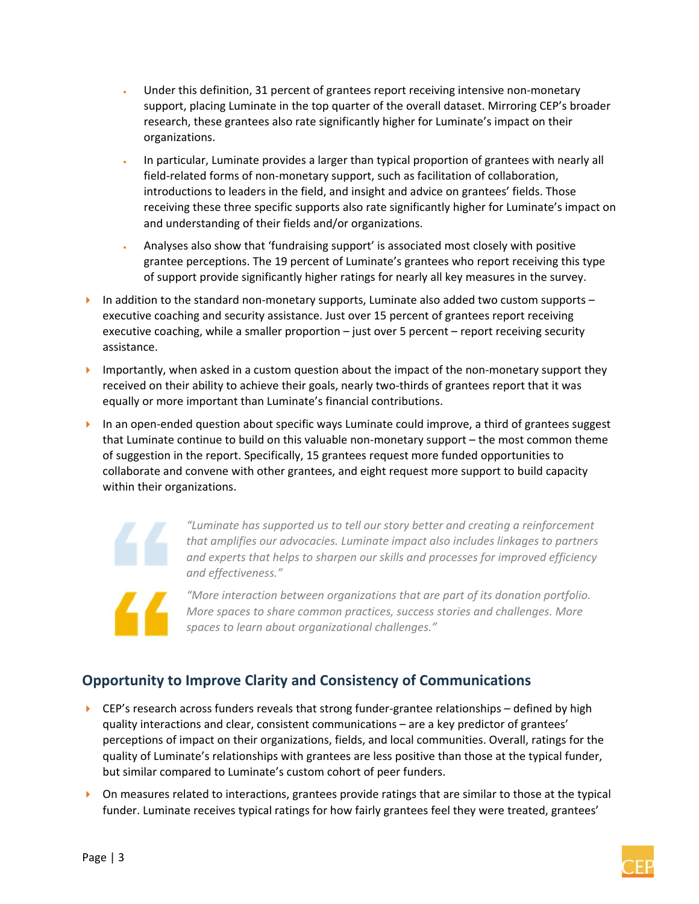- Under this definition, 31 percent of grantees report receiving intensive non-monetary support, placing Luminate in the top quarter of the overall dataset. Mirroring CEP's broader research, these grantees also rate significantly higher for Luminate's impact on their organizations.
  - In particular, Luminate provides a larger than typical proportion of grantees with nearly all field-related forms of non-monetary support, such as facilitation of collaboration, introductions to leaders in the field, and insight and advice on grantees' fields. Those receiving these three specific supports also rate significantly higher for Luminate's impact on and understanding of their fields and/or organizations.
  - Analyses also show that 'fundraising support' is associated most closely with positive grantee perceptions. The 19 percent of Luminate's grantees who report receiving this type of support provide significantly higher ratings for nearly all key measures in the survey.

- In addition to the standard non-monetary supports, Luminate also added two custom supports – executive coaching and security assistance. Just over 15 percent of grantees report receiving executive coaching, while a smaller proportion – just over 5 percent – report receiving security assistance.
- Importantly, when asked in a custom question about the impact of the non-monetary support they received on their ability to achieve their goals, nearly two-thirds of grantees report that it was equally or more important than Luminate's financial contributions.
- In an open-ended question about specific ways Luminate could improve, a third of grantees suggest that Luminate continue to build on this valuable non-monetary support – the most common theme of suggestion in the report. Specifically, 15 grantees request more funded opportunities to collaborate and convene with other grantees, and eight request more support to build capacity within their organizations.

> *"Luminate has supported us to tell our story better and creating a reinforcement that amplifies our advocacies. Luminate impact also includes linkages to partners and experts that helps to sharpen our skills and processes for improved efficiency and effectiveness."*

> *"More interaction between organizations that are part of its donation portfolio. More spaces to share common practices, success stories and challenges. More spaces to learn about organizational challenges."*

## Opportunity to Improve Clarity and Consistency of Communications

- CEP's research across funders reveals that strong funder-grantee relationships – defined by high quality interactions and clear, consistent communications – are a key predictor of grantees' perceptions of impact on their organizations, fields, and local communities. Overall, ratings for the quality of Luminate's relationships with grantees are less positive than those at the typical funder, but similar compared to Luminate's custom cohort of peer funders.
- On measures related to interactions, grantees provide ratings that are similar to those at the typical funder. Luminate receives typical ratings for how fairly grantees feel they were treated, grantees'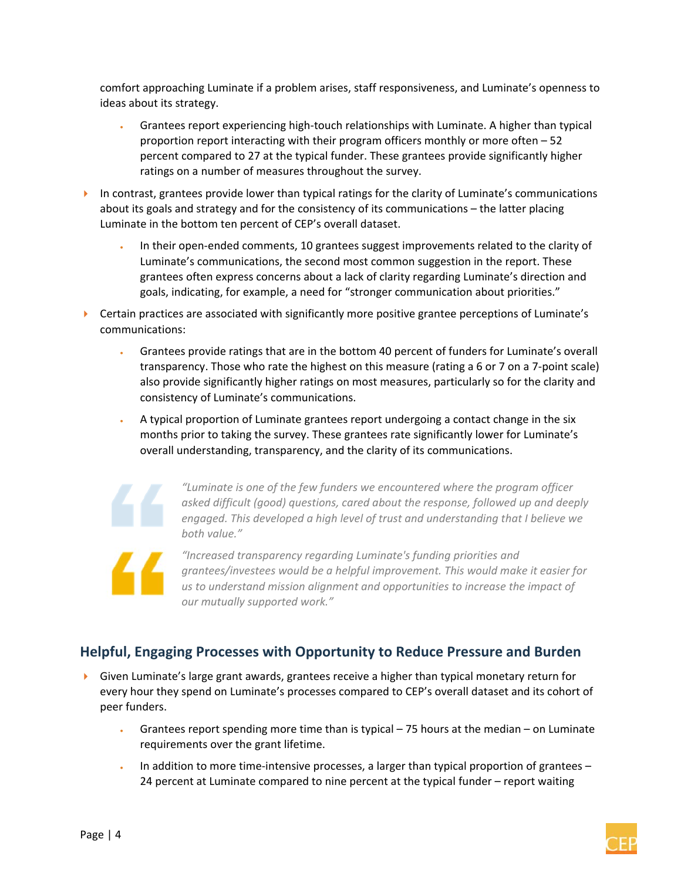comfort approaching Luminate if a problem arises, staff responsiveness, and Luminate's openness to ideas about its strategy.

- Grantees report experiencing high-touch relationships with Luminate. A higher than typical proportion report interacting with their program officers monthly or more often – 52 percent compared to 27 at the typical funder. These grantees provide significantly higher ratings on a number of measures throughout the survey.

- In contrast, grantees provide lower than typical ratings for the clarity of Luminate's communications about its goals and strategy and for the consistency of its communications – the latter placing Luminate in the bottom ten percent of CEP's overall dataset.
  - In their open-ended comments, 10 grantees suggest improvements related to the clarity of Luminate's communications, the second most common suggestion in the report. These grantees often express concerns about a lack of clarity regarding Luminate's direction and goals, indicating, for example, a need for "stronger communication about priorities."
- Certain practices are associated with significantly more positive grantee perceptions of Luminate's communications:
  - Grantees provide ratings that are in the bottom 40 percent of funders for Luminate's overall transparency. Those who rate the highest on this measure (rating a 6 or 7 on a 7-point scale) also provide significantly higher ratings on most measures, particularly so for the clarity and consistency of Luminate's communications.
  - A typical proportion of Luminate grantees report undergoing a contact change in the six months prior to taking the survey. These grantees rate significantly lower for Luminate's overall understanding, transparency, and the clarity of its communications.

> *"Luminate is one of the few funders we encountered where the program officer asked difficult (good) questions, cared about the response, followed up and deeply engaged. This developed a high level of trust and understanding that I believe we both value."*

> *"Increased transparency regarding Luminate's funding priorities and grantees/investees would be a helpful improvement. This would make it easier for us to understand mission alignment and opportunities to increase the impact of our mutually supported work."*

## Helpful, Engaging Processes with Opportunity to Reduce Pressure and Burden

- Given Luminate's large grant awards, grantees receive a higher than typical monetary return for every hour they spend on Luminate's processes compared to CEP's overall dataset and its cohort of peer funders.
  - Grantees report spending more time than is typical – 75 hours at the median – on Luminate requirements over the grant lifetime.
  - In addition to more time-intensive processes, a larger than typical proportion of grantees – 24 percent at Luminate compared to nine percent at the typical funder – report waiting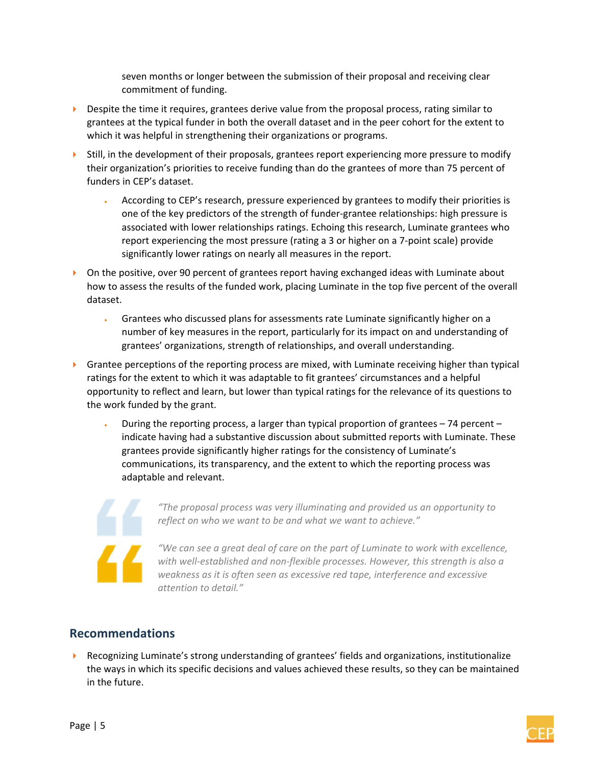seven months or longer between the submission of their proposal and receiving clear commitment of funding.

- Despite the time it requires, grantees derive value from the proposal process, rating similar to grantees at the typical funder in both the overall dataset and in the peer cohort for the extent to which it was helpful in strengthening their organizations or programs.
- Still, in the development of their proposals, grantees report experiencing more pressure to modify their organization's priorities to receive funding than do the grantees of more than 75 percent of funders in CEP's dataset.
  - According to CEP's research, pressure experienced by grantees to modify their priorities is one of the key predictors of the strength of funder-grantee relationships: high pressure is associated with lower relationships ratings. Echoing this research, Luminate grantees who report experiencing the most pressure (rating a 3 or higher on a 7-point scale) provide significantly lower ratings on nearly all measures in the report.
- On the positive, over 90 percent of grantees report having exchanged ideas with Luminate about how to assess the results of the funded work, placing Luminate in the top five percent of the overall dataset.
  - Grantees who discussed plans for assessments rate Luminate significantly higher on a number of key measures in the report, particularly for its impact on and understanding of grantees' organizations, strength of relationships, and overall understanding.
- Grantee perceptions of the reporting process are mixed, with Luminate receiving higher than typical ratings for the extent to which it was adaptable to fit grantees' circumstances and a helpful opportunity to reflect and learn, but lower than typical ratings for the relevance of its questions to the work funded by the grant.
  - During the reporting process, a larger than typical proportion of grantees – 74 percent – indicate having had a substantive discussion about submitted reports with Luminate. These grantees provide significantly higher ratings for the consistency of Luminate's communications, its transparency, and the extent to which the reporting process was adaptable and relevant.

> *"The proposal process was very illuminating and provided us an opportunity to reflect on who we want to be and what we want to achieve."*
>
> *"We can see a great deal of care on the part of Luminate to work with excellence, with well-established and non-flexible processes. However, this strength is also a weakness as it is often seen as excessive red tape, interference and excessive attention to detail."*

## Recommendations

- Recognizing Luminate's strong understanding of grantees' fields and organizations, institutionalize the ways in which its specific decisions and values achieved these results, so they can be maintained in the future.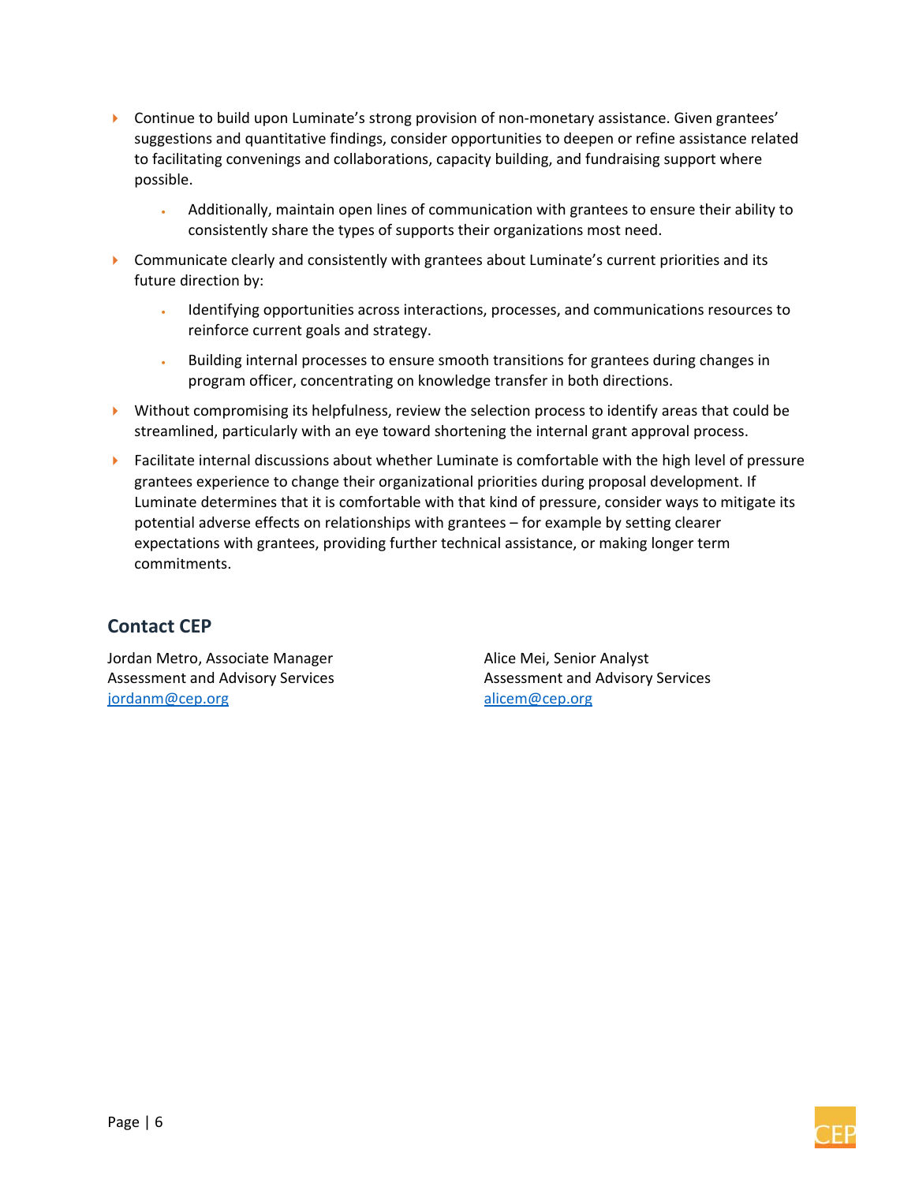- Continue to build upon Luminate's strong provision of non-monetary assistance. Given grantees' suggestions and quantitative findings, consider opportunities to deepen or refine assistance related to facilitating convenings and collaborations, capacity building, and fundraising support where possible.
    - Additionally, maintain open lines of communication with grantees to ensure their ability to consistently share the types of supports their organizations most need.
- Communicate clearly and consistently with grantees about Luminate's current priorities and its future direction by:
    - Identifying opportunities across interactions, processes, and communications resources to reinforce current goals and strategy.
    - Building internal processes to ensure smooth transitions for grantees during changes in program officer, concentrating on knowledge transfer in both directions.
- Without compromising its helpfulness, review the selection process to identify areas that could be streamlined, particularly with an eye toward shortening the internal grant approval process.
- Facilitate internal discussions about whether Luminate is comfortable with the high level of pressure grantees experience to change their organizational priorities during proposal development. If Luminate determines that it is comfortable with that kind of pressure, consider ways to mitigate its potential adverse effects on relationships with grantees – for example by setting clearer expectations with grantees, providing further technical assistance, or making longer term commitments.

## Contact CEP

Jordan Metro, Associate Manager
Assessment and Advisory Services
jordanm@cep.org

Alice Mei, Senior Analyst
Assessment and Advisory Services
alicem@cep.org